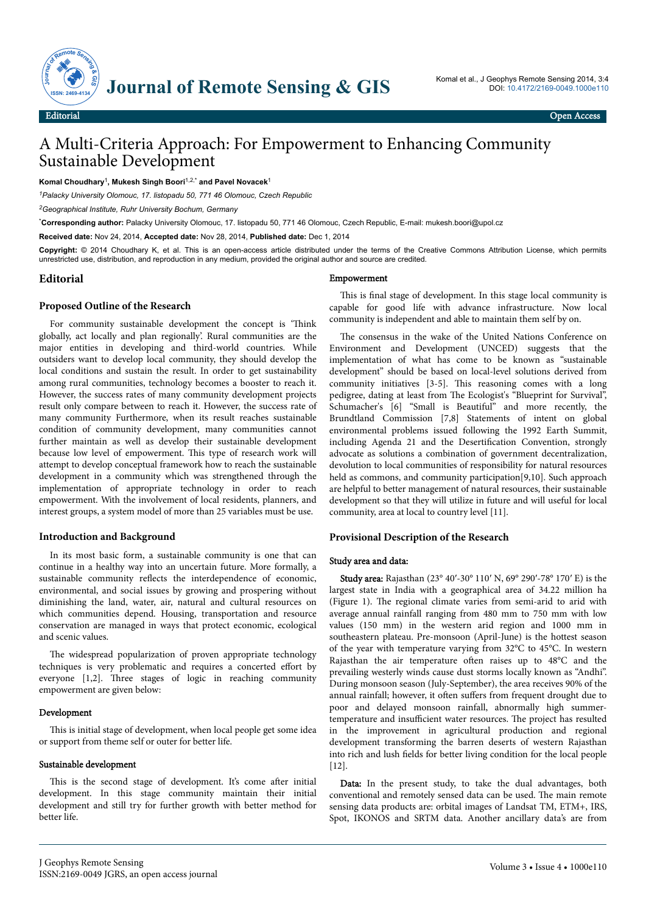# A Multi-Criteria Approach: For Empowerment to Enhancing Community Sustainable Development

**Komal Choudhary**[1], **Mukesh Singh Boori**[1,2,*] **and Pavel Novacek**[1]

[1]*Palacky University Olomouc, 17. listopadu 50, 771 46 Olomouc, Czech Republic*

[2]*Geographical Institute, Ruhr University Bochum, Germany*

[*]**Corresponding author:** Palacky University Olomouc, 17. listopadu 50, 771 46 Olomouc, Czech Republic, E-mail: mukesh.boori@upol.cz

**Received date:** Nov 24, 2014, **Accepted date:** Nov 28, 2014, **Published date:** Dec 1, 2014

**Copyright:** © 2014 Choudhary K, et al. This is an open-access article distributed under the terms of the Creative Commons Attribution License, which permits unrestricted use, distribution, and reproduction in any medium, provided the original author and source are credited.

## Editorial

### Proposed Outline of the Research

For community sustainable development the concept is 'Think globally, act locally and plan regionally'. Rural communities are the major entities in developing and third-world countries. While outsiders want to develop local community, they should develop the local conditions and sustain the result. In order to get sustainability among rural communities, technology becomes a booster to reach it. However, the success rates of many community development projects result only compare between to reach it. However, the success rate of many community Furthermore, when its result reaches sustainable condition of community development, many communities cannot further maintain as well as develop their sustainable development because low level of empowerment. This type of research work will attempt to develop conceptual framework how to reach the sustainable development in a community which was strengthened through the implementation of appropriate technology in order to reach empowerment. With the involvement of local residents, planners, and interest groups, a system model of more than 25 variables must be use.

### Introduction and Background

In its most basic form, a sustainable community is one that can continue in a healthy way into an uncertain future. More formally, a sustainable community reflects the interdependence of economic, environmental, and social issues by growing and prospering without diminishing the land, water, air, natural and cultural resources on which communities depend. Housing, transportation and resource conservation are managed in ways that protect economic, ecological and scenic values.

The widespread popularization of proven appropriate technology techniques is very problematic and requires a concerted effort by everyone [1,2]. Three stages of logic in reaching community empowerment are given below:

#### Development

This is initial stage of development, when local people get some idea or support from theme self or outer for better life.

#### Sustainable development

This is the second stage of development. It's come after initial development. In this stage community maintain their initial development and still try for further growth with better method for better life.

#### Empowerment

This is final stage of development. In this stage local community is capable for good life with advance infrastructure. Now local community is independent and able to maintain them self by on.

The consensus in the wake of the United Nations Conference on Environment and Development (UNCED) suggests that the implementation of what has come to be known as "sustainable development" should be based on local-level solutions derived from community initiatives [3-5]. This reasoning comes with a long pedigree, dating at least from The Ecologist's "Blueprint for Survival", Schumacher's [6] "Small is Beautiful" and more recently, the Brundtland Commission [7,8] Statements of intent on global environmental problems issued following the 1992 Earth Summit, including Agenda 21 and the Desertification Convention, strongly advocate as solutions a combination of government decentralization, devolution to local communities of responsibility for natural resources held as commons, and community participation[9,10]. Such approach are helpful to better management of natural resources, their sustainable development so that they will utilize in future and will useful for local community, area at local to country level [11].

### Provisional Description of the Research

#### Study area and data:

**Study area:** Rajasthan (23° 40′-30° 110′ N, 69° 290′-78° 170′ E) is the largest state in India with a geographical area of 34.22 million ha (Figure 1). The regional climate varies from semi-arid to arid with average annual rainfall ranging from 480 mm to 750 mm with low values (150 mm) in the western arid region and 1000 mm in southeastern plateau. Pre-monsoon (April-June) is the hottest season of the year with temperature varying from 32°C to 45°C. In western Rajasthan the air temperature often raises up to 48°C and the prevailing westerly winds cause dust storms locally known as "Andhi". During monsoon season (July-September), the area receives 90% of the annual rainfall; however, it often suffers from frequent drought due to poor and delayed monsoon rainfall, abnormally high summer-temperature and insufficient water resources. The project has resulted in the improvement in agricultural production and regional development transforming the barren deserts of western Rajasthan into rich and lush fields for better living condition for the local people [12].

**Data:** In the present study, to take the dual advantages, both conventional and remotely sensed data can be used. The main remote sensing data products are: orbital images of Landsat TM, ETM+, IRS, Spot, IKONOS and SRTM data. Another ancillary data's are from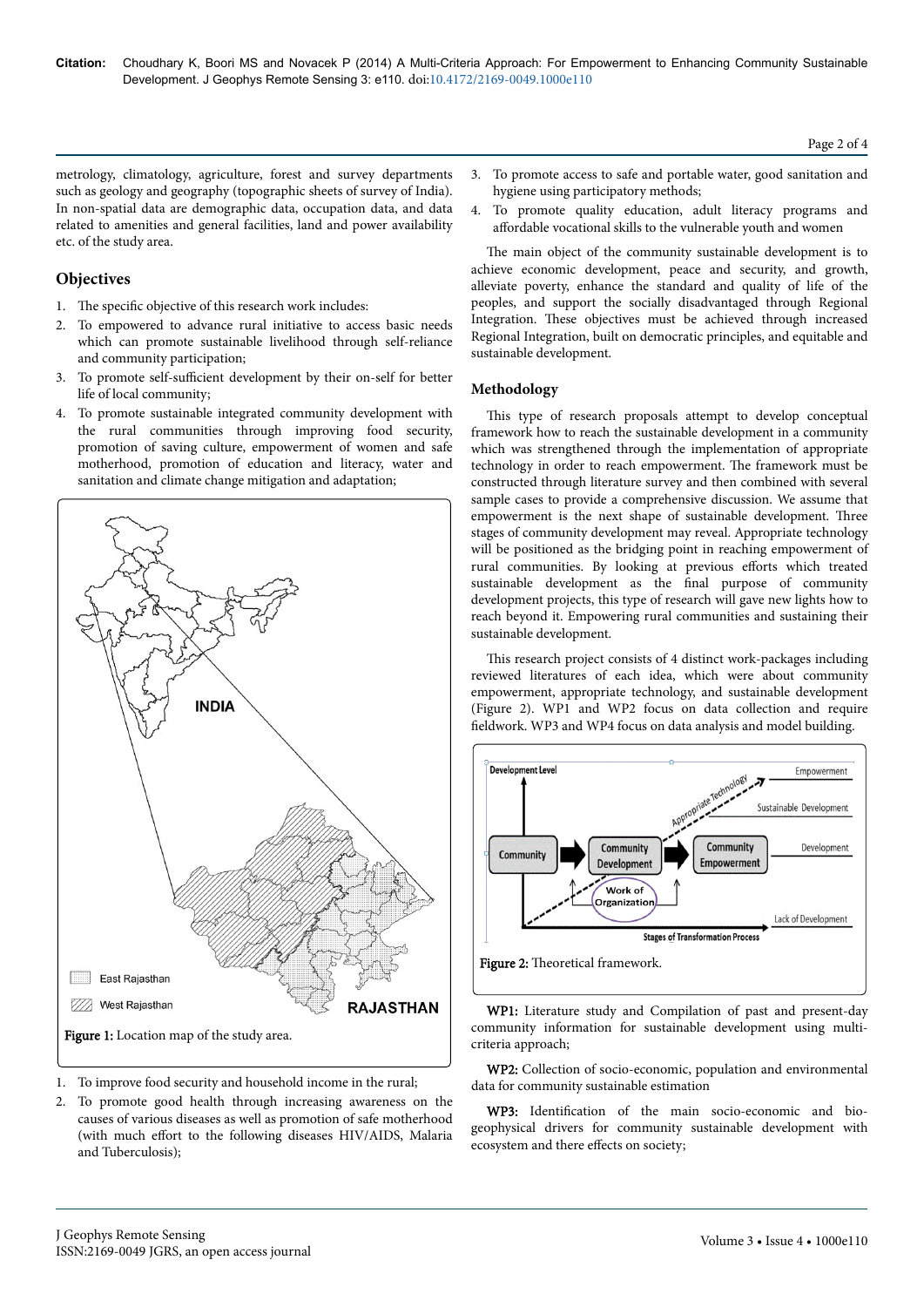metrology, climatology, agriculture, forest and survey departments such as geology and geography (topographic sheets of survey of India). In non-spatial data are demographic data, occupation data, and data related to amenities and general facilities, land and power availability etc. of the study area.

## Objectives

1. The specific objective of this research work includes:
2. To empowered to advance rural initiative to access basic needs which can promote sustainable livelihood through self-reliance and community participation;
3. To promote self-sufficient development by their on-self for better life of local community;
4. To promote sustainable integrated community development with the rural communities through improving food security, promotion of saving culture, empowerment of women and safe motherhood, promotion of education and literacy, water and sanitation and climate change mitigation and adaptation;

**Figure 1:** Location map of the study area.

1. To improve food security and household income in the rural;
2. To promote good health through increasing awareness on the causes of various diseases as well as promotion of safe motherhood (with much effort to the following diseases HIV/AIDS, Malaria and Tuberculosis);
3. To promote access to safe and portable water, good sanitation and hygiene using participatory methods;
4. To promote quality education, adult literacy programs and affordable vocational skills to the vulnerable youth and women

The main object of the community sustainable development is to achieve economic development, peace and security, and growth, alleviate poverty, enhance the standard and quality of life of the peoples, and support the socially disadvantaged through Regional Integration. These objectives must be achieved through increased Regional Integration, built on democratic principles, and equitable and sustainable development.

## Methodology

This type of research proposals attempt to develop conceptual framework how to reach the sustainable development in a community which was strengthened through the implementation of appropriate technology in order to reach empowerment. The framework must be constructed through literature survey and then combined with several sample cases to provide a comprehensive discussion. We assume that empowerment is the next shape of sustainable development. Three stages of community development may reveal. Appropriate technology will be positioned as the bridging point in reaching empowerment of rural communities. By looking at previous efforts which treated sustainable development as the final purpose of community development projects, this type of research will gave new lights how to reach beyond it. Empowering rural communities and sustaining their sustainable development.

This research project consists of 4 distinct work-packages including reviewed literatures of each idea, which were about community empowerment, appropriate technology, and sustainable development (Figure 2). WP1 and WP2 focus on data collection and require fieldwork. WP3 and WP4 focus on data analysis and model building.

**Figure 2:** Theoretical framework.

**WP1:** Literature study and Compilation of past and present-day community information for sustainable development using multi-criteria approach;

**WP2:** Collection of socio-economic, population and environmental data for community sustainable estimation

**WP3:** Identification of the main socio-economic and bio-geophysical drivers for community sustainable development with ecosystem and there effects on society;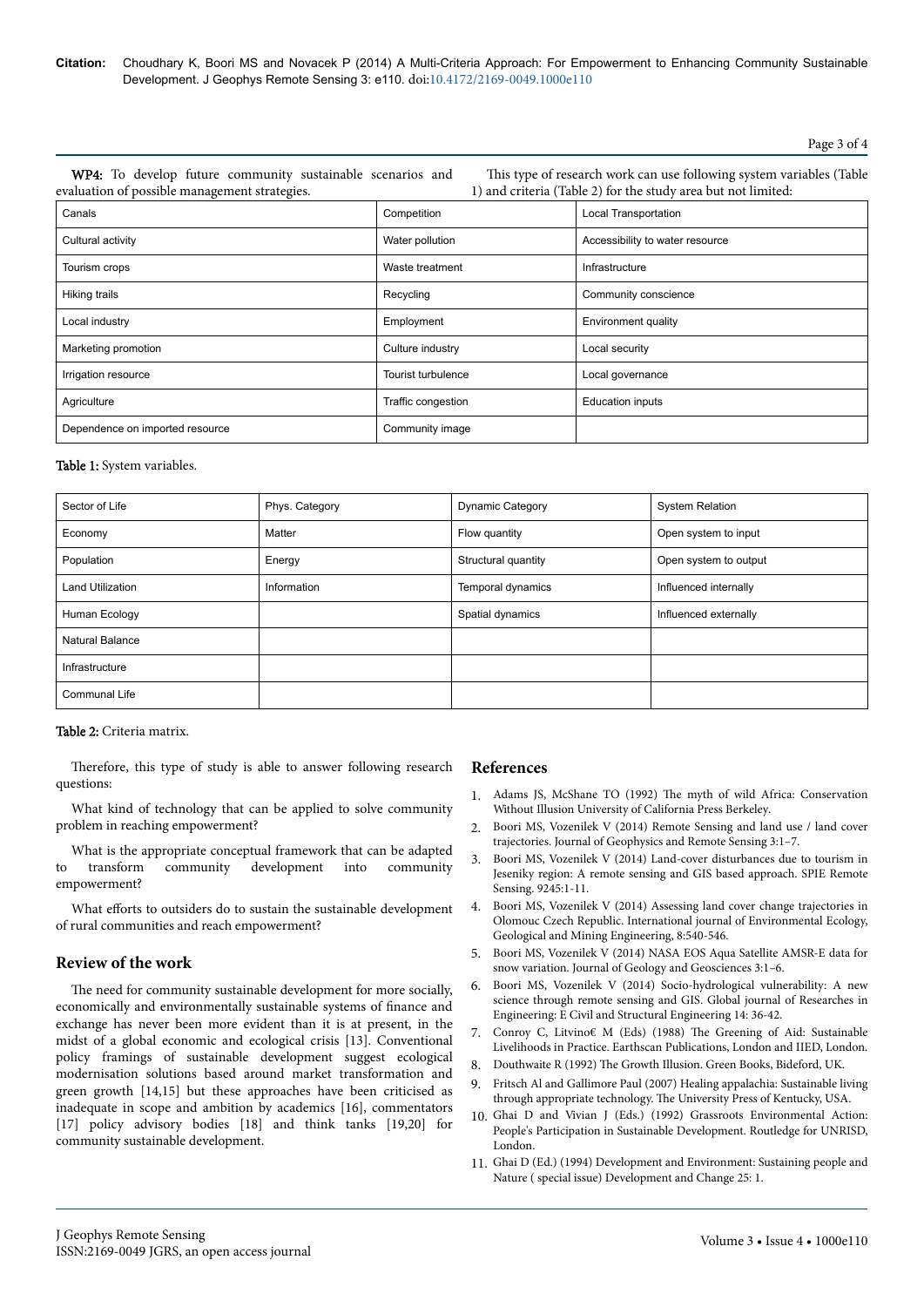**WP4:** To develop future community sustainable scenarios and evaluation of possible management strategies.

This type of research work can use following system variables (Table 1) and criteria (Table 2) for the study area but not limited:

| Canals | Competition | Local Transportation |
|---|---|---|
| Cultural activity | Water pollution | Accessibility to water resource |
| Tourism crops | Waste treatment | Infrastructure |
| Hiking trails | Recycling | Community conscience |
| Local industry | Employment | Environment quality |
| Marketing promotion | Culture industry | Local security |
| Irrigation resource | Tourist turbulence | Local governance |
| Agriculture | Traffic congestion | Education inputs |
| Dependence on imported resource | Community image | |

**Table 1:** System variables.

| Sector of Life | Phys. Category | Dynamic Category | System Relation |
|---|---|---|---|
| Economy | Matter | Flow quantity | Open system to input |
| Population | Energy | Structural quantity | Open system to output |
| Land Utilization | Information | Temporal dynamics | Influenced internally |
| Human Ecology | | Spatial dynamics | Influenced externally |
| Natural Balance | | | |
| Infrastructure | | | |
| Communal Life | | | |

**Table 2:** Criteria matrix.

Therefore, this type of study is able to answer following research questions:

What kind of technology that can be applied to solve community problem in reaching empowerment?

What is the appropriate conceptual framework that can be adapted to transform community development into community empowerment?

What efforts to outsiders do to sustain the sustainable development of rural communities and reach empowerment?

## Review of the work

The need for community sustainable development for more socially, economically and environmentally sustainable systems of finance and exchange has never been more evident than it is at present, in the midst of a global economic and ecological crisis [13]. Conventional policy framings of sustainable development suggest ecological modernisation solutions based around market transformation and green growth [14,15] but these approaches have been criticised as inadequate in scope and ambition by academics [16], commentators [17] policy advisory bodies [18] and think tanks [19,20] for community sustainable development.

## References

1. Adams JS, McShane TO (1992) The myth of wild Africa: Conservation Without Illusion University of California Press Berkeley.
2. Boori MS, Vozenilek V (2014) Remote Sensing and land use / land cover trajectories. Journal of Geophysics and Remote Sensing 3:1–7.
3. Boori MS, Vozenilek V (2014) Land-cover disturbances due to tourism in Jeseniky region: A remote sensing and GIS based approach. SPIE Remote Sensing. 9245:1-11.
4. Boori MS, Vozenilek V (2014) Assessing land cover change trajectories in Olomouc Czech Republic. International journal of Environmental Ecology, Geological and Mining Engineering, 8:540-546.
5. Boori MS, Vozenilek V (2014) NASA EOS Aqua Satellite AMSR-E data for snow variation. Journal of Geology and Geosciences 3:1–6.
6. Boori MS, Vozenilek V (2014) Socio-hydrological vulnerability: A new science through remote sensing and GIS. Global journal of Researches in Engineering: E Civil and Structural Engineering 14: 36-42.
7. Conroy C, Litvino€ M (Eds) (1988) The Greening of Aid: Sustainable Livelihoods in Practice. Earthscan Publications, London and IIED, London.
8. Douthwaite R (1992) The Growth Illusion. Green Books, Bideford, UK.
9. Fritsch Al and Gallimore Paul (2007) Healing appalachia: Sustainable living through appropriate technology. The University Press of Kentucky, USA.
10. Ghai D and Vivian J (Eds.) (1992) Grassroots Environmental Action: People's Participation in Sustainable Development. Routledge for UNRISD, London.
11. Ghai D (Ed.) (1994) Development and Environment: Sustaining people and Nature ( special issue) Development and Change 25: 1.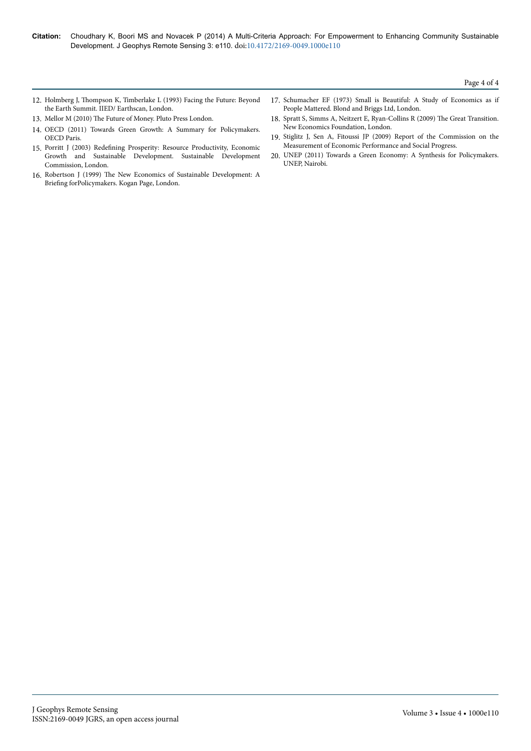12. Holmberg J, Thompson K, Timberlake L (1993) Facing the Future: Beyond the Earth Summit. IIED/ Earthscan, London.
13. Mellor M (2010) The Future of Money. Pluto Press London.
14. OECD (2011) Towards Green Growth: A Summary for Policymakers. OECD Paris.
15. Porritt J (2003) Redefining Prosperity: Resource Productivity, Economic Growth and Sustainable Development. Sustainable Development Commission, London.
16. Robertson J (1999) The New Economics of Sustainable Development: A Briefing forPolicymakers. Kogan Page, London.
17. Schumacher EF (1973) Small is Beautiful: A Study of Economics as if People Mattered. Blond and Briggs Ltd, London.
18. Spratt S, Simms A, Neitzert E, Ryan-Collins R (2009) The Great Transition. New Economics Foundation, London.
19. Stiglitz J, Sen A, Fitoussi JP (2009) Report of the Commission on the Measurement of Economic Performance and Social Progress.
20. UNEP (2011) Towards a Green Economy: A Synthesis for Policymakers. UNEP, Nairobi.